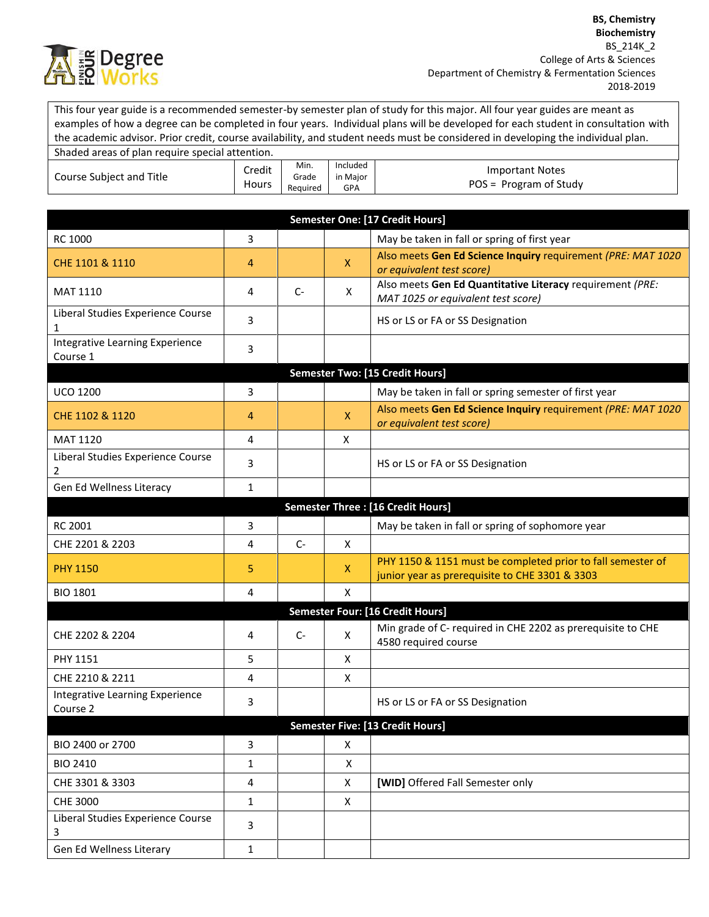**BS, Chemistry**
**Biochemistry**
BS_214K_2
College of Arts & Sciences
Department of Chemistry & Fermentation Sciences
2018-2019

This four year guide is a recommended semester-by semester plan of study for this major. All four year guides are meant as examples of how a degree can be completed in four years. Individual plans will be developed for each student in consultation with the academic advisor. Prior credit, course availability, and student needs must be considered in developing the individual plan.

Shaded areas of plan require special attention.

| Course Subject and Title | Credit Hours | Min. Grade Required | Included in Major GPA | Important Notes POS = Program of Study |
|---|---|---|---|---|
| **Semester One: [17 Credit Hours]** | | | | |
| RC 1000 | 3 | | | May be taken in fall or spring of first year |
| CHE 1101 & 1110 | 4 | | X | Also meets **Gen Ed Science Inquiry** requirement *(PRE: MAT 1020 or equivalent test score)* |
| MAT 1110 | 4 | C- | X | Also meets **Gen Ed Quantitative Literacy** requirement *(PRE: MAT 1025 or equivalent test score)* |
| Liberal Studies Experience Course 1 | 3 | | | HS or LS or FA or SS Designation |
| Integrative Learning Experience Course 1 | 3 | | | |
| **Semester Two: [15 Credit Hours]** | | | | |
| UCO 1200 | 3 | | | May be taken in fall or spring semester of first year |
| CHE 1102 & 1120 | 4 | | X | Also meets **Gen Ed Science Inquiry** requirement *(PRE: MAT 1020 or equivalent test score)* |
| MAT 1120 | 4 | | X | |
| Liberal Studies Experience Course 2 | 3 | | | HS or LS or FA or SS Designation |
| Gen Ed Wellness Literacy | 1 | | | |
| **Semester Three : [16 Credit Hours]** | | | | |
| RC 2001 | 3 | | | May be taken in fall or spring of sophomore year |
| CHE 2201 & 2203 | 4 | C- | X | |
| PHY 1150 | 5 | | X | PHY 1150 & 1151 must be completed prior to fall semester of junior year as prerequisite to CHE 3301 & 3303 |
| BIO 1801 | 4 | | X | |
| **Semester Four: [16 Credit Hours]** | | | | |
| CHE 2202 & 2204 | 4 | C- | X | Min grade of C- required in CHE 2202 as prerequisite to CHE 4580 required course |
| PHY 1151 | 5 | | X | |
| CHE 2210 & 2211 | 4 | | X | |
| Integrative Learning Experience Course 2 | 3 | | | HS or LS or FA or SS Designation |
| **Semester Five: [13 Credit Hours]** | | | | |
| BIO 2400 or 2700 | 3 | | X | |
| BIO 2410 | 1 | | X | |
| CHE 3301 & 3303 | 4 | | X | **[WID]** Offered Fall Semester only |
| CHE 3000 | 1 | | X | |
| Liberal Studies Experience Course 3 | 3 | | | |
| Gen Ed Wellness Literary | 1 | | | |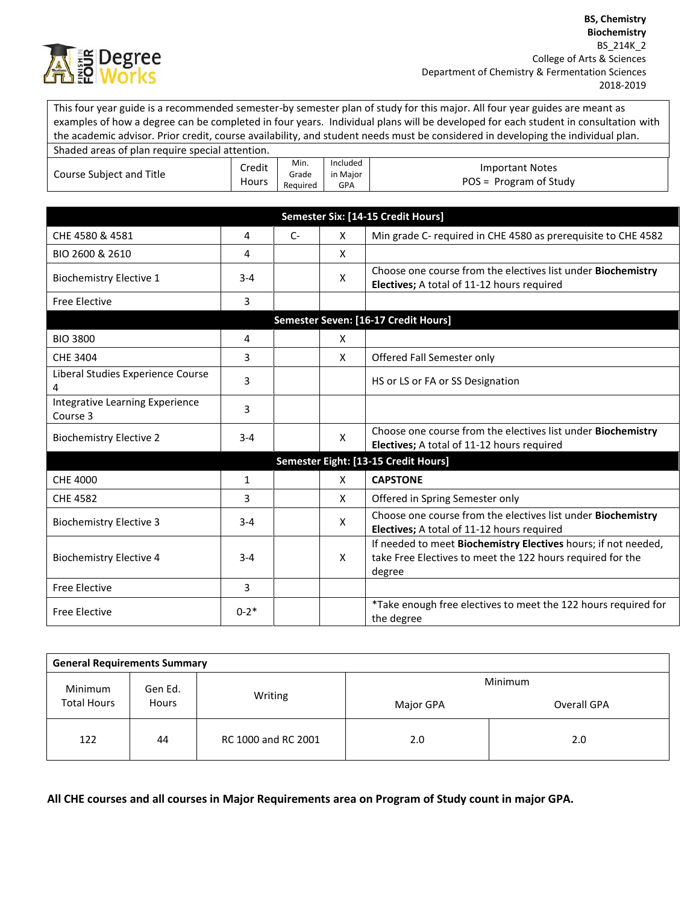BS, Chemistry
**Biochemistry**
BS_214K_2
College of Arts & Sciences
Department of Chemistry & Fermentation Sciences
2018-2019

This four year guide is a recommended semester-by semester plan of study for this major. All four year guides are meant as examples of how a degree can be completed in four years. Individual plans will be developed for each student in consultation with the academic advisor. Prior credit, course availability, and student needs must be considered in developing the individual plan.

Shaded areas of plan require special attention.

| Course Subject and Title | Credit Hours | Min. Grade Required | Included in Major GPA | Important Notes POS = Program of Study |
|---|---|---|---|---|
| **Semester Six: [14-15 Credit Hours]** | | | | |
| CHE 4580 & 4581 | 4 | C- | X | Min grade C- required in CHE 4580 as prerequisite to CHE 4582 |
| BIO 2600 & 2610 | 4 | | X | |
| Biochemistry Elective 1 | 3-4 | | X | Choose one course from the electives list under **Biochemistry Electives;** A total of 11-12 hours required |
| Free Elective | 3 | | | |
| **Semester Seven: [16-17 Credit Hours]** | | | | |
| BIO 3800 | 4 | | X | |
| CHE 3404 | 3 | | X | Offered Fall Semester only |
| Liberal Studies Experience Course 4 | 3 | | | HS or LS or FA or SS Designation |
| Integrative Learning Experience Course 3 | 3 | | | |
| Biochemistry Elective 2 | 3-4 | | X | Choose one course from the electives list under **Biochemistry Electives;** A total of 11-12 hours required |
| **Semester Eight: [13-15 Credit Hours]** | | | | |
| CHE 4000 | 1 | | X | **CAPSTONE** |
| CHE 4582 | 3 | | X | Offered in Spring Semester only |
| Biochemistry Elective 3 | 3-4 | | X | Choose one course from the electives list under **Biochemistry Electives;** A total of 11-12 hours required |
| Biochemistry Elective 4 | 3-4 | | X | If needed to meet **Biochemistry Electives** hours; if not needed, take Free Electives to meet the 122 hours required for the degree |
| Free Elective | 3 | | | |
| Free Elective | 0-2* | | | *Take enough free electives to meet the 122 hours required for the degree |

| **General Requirements Summary** | | | | |
|---|---|---|---|---|
| Minimum Total Hours | Gen Ed. Hours | Writing | Minimum Major GPA | Minimum Overall GPA |
| 122 | 44 | RC 1000 and RC 2001 | 2.0 | 2.0 |

**All CHE courses and all courses in Major Requirements area on Program of Study count in major GPA.**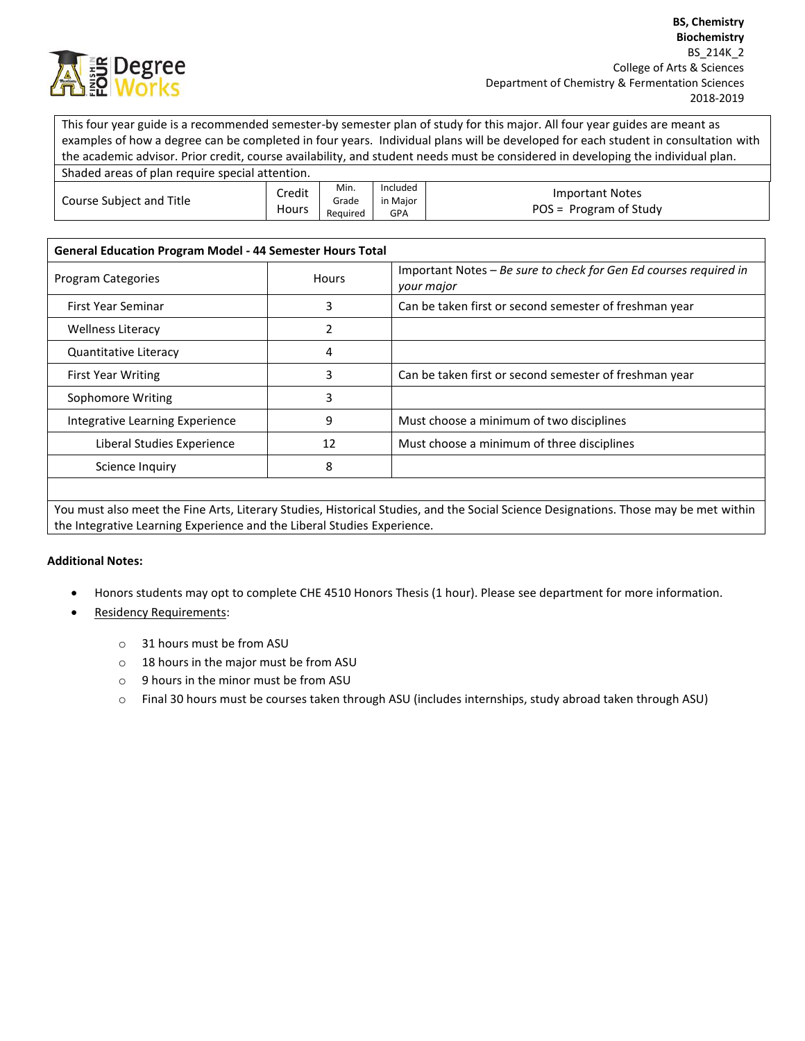BS, Chemistry
**Biochemistry**
BS_214K_2
College of Arts & Sciences
Department of Chemistry & Fermentation Sciences
2018-2019

| This four year guide is a recommended semester-by semester plan of study for this major. All four year guides are meant as examples of how a degree can be completed in four years. Individual plans will be developed for each student in consultation with the academic advisor. Prior credit, course availability, and student needs must be considered in developing the individual plan. | | | | |
|---|---|---|---|---|
| Shaded areas of plan require special attention. | | | | |
| Course Subject and Title | Credit Hours | Min. Grade Required | Included in Major GPA | Important Notes<br>POS = Program of Study |

| **General Education Program Model - 44 Semester Hours Total** | | |
|---|---|---|
| Program Categories | Hours | Important Notes – *Be sure to check for Gen Ed courses required in your major* |
| First Year Seminar | 3 | Can be taken first or second semester of freshman year |
| Wellness Literacy | 2 | |
| Quantitative Literacy | 4 | |
| First Year Writing | 3 | Can be taken first or second semester of freshman year |
| Sophomore Writing | 3 | |
| Integrative Learning Experience | 9 | Must choose a minimum of two disciplines |
| Liberal Studies Experience | 12 | Must choose a minimum of three disciplines |
| Science Inquiry | 8 | |
| | | |
| You must also meet the Fine Arts, Literary Studies, Historical Studies, and the Social Science Designations. Those may be met within the Integrative Learning Experience and the Liberal Studies Experience. | | |

**Additional Notes:**

- Honors students may opt to complete CHE 4510 Honors Thesis (1 hour). Please see department for more information.
- Residency Requirements:
  - 31 hours must be from ASU
  - 18 hours in the major must be from ASU
  - 9 hours in the minor must be from ASU
  - Final 30 hours must be courses taken through ASU (includes internships, study abroad taken through ASU)